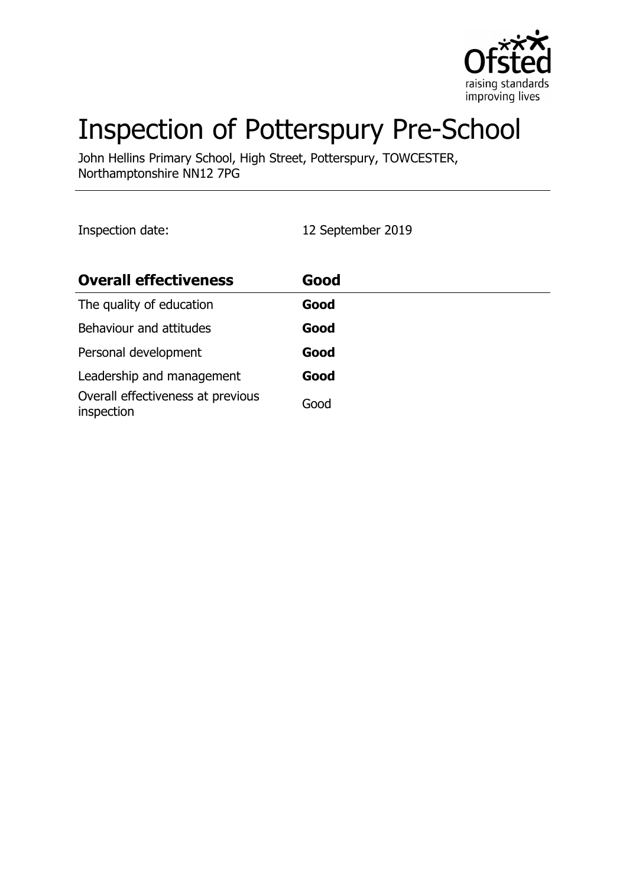# Inspection of Potterspury Pre-School

John Hellins Primary School, High Street, Potterspury, TOWCESTER, Northamptonshire NN12 7PG

Inspection date: 12 September 2019

| **Overall effectiveness** | **Good** |
| --- | --- |
| The quality of education | **Good** |
| Behaviour and attitudes | **Good** |
| Personal development | **Good** |
| Leadership and management | **Good** |
| Overall effectiveness at previous inspection | Good |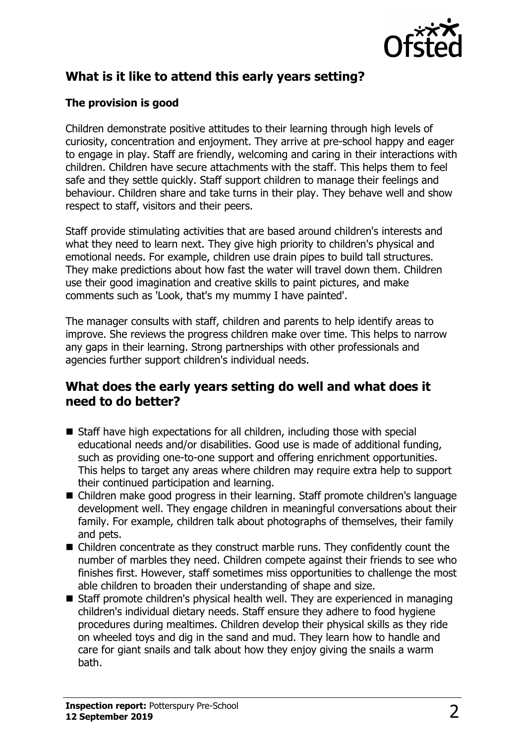## What is it like to attend this early years setting?

### The provision is good

Children demonstrate positive attitudes to their learning through high levels of curiosity, concentration and enjoyment. They arrive at pre-school happy and eager to engage in play. Staff are friendly, welcoming and caring in their interactions with children. Children have secure attachments with the staff. This helps them to feel safe and they settle quickly. Staff support children to manage their feelings and behaviour. Children share and take turns in their play. They behave well and show respect to staff, visitors and their peers.

Staff provide stimulating activities that are based around children's interests and what they need to learn next. They give high priority to children's physical and emotional needs. For example, children use drain pipes to build tall structures. They make predictions about how fast the water will travel down them. Children use their good imagination and creative skills to paint pictures, and make comments such as 'Look, that's my mummy I have painted'.

The manager consults with staff, children and parents to help identify areas to improve. She reviews the progress children make over time. This helps to narrow any gaps in their learning. Strong partnerships with other professionals and agencies further support children's individual needs.

## What does the early years setting do well and what does it need to do better?

- Staff have high expectations for all children, including those with special educational needs and/or disabilities. Good use is made of additional funding, such as providing one-to-one support and offering enrichment opportunities. This helps to target any areas where children may require extra help to support their continued participation and learning.
- Children make good progress in their learning. Staff promote children's language development well. They engage children in meaningful conversations about their family. For example, children talk about photographs of themselves, their family and pets.
- Children concentrate as they construct marble runs. They confidently count the number of marbles they need. Children compete against their friends to see who finishes first. However, staff sometimes miss opportunities to challenge the most able children to broaden their understanding of shape and size.
- Staff promote children's physical health well. They are experienced in managing children's individual dietary needs. Staff ensure they adhere to food hygiene procedures during mealtimes. Children develop their physical skills as they ride on wheeled toys and dig in the sand and mud. They learn how to handle and care for giant snails and talk about how they enjoy giving the snails a warm bath.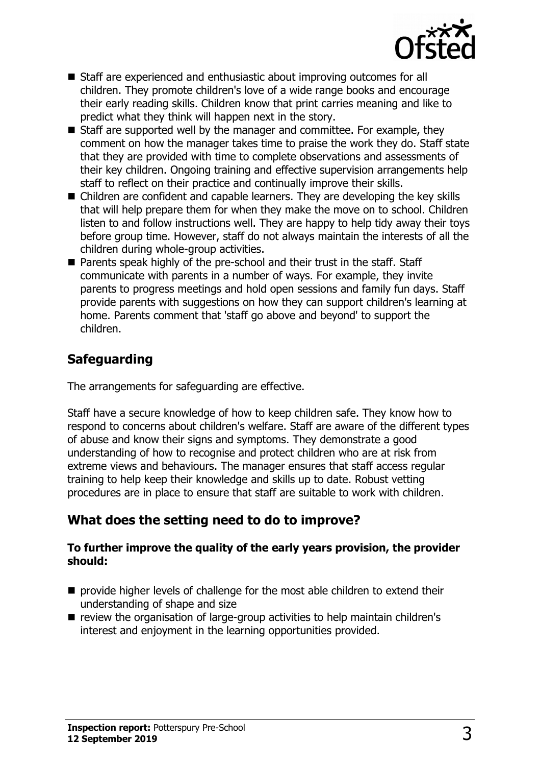- Staff are experienced and enthusiastic about improving outcomes for all children. They promote children's love of a wide range books and encourage their early reading skills. Children know that print carries meaning and like to predict what they think will happen next in the story.
- Staff are supported well by the manager and committee. For example, they comment on how the manager takes time to praise the work they do. Staff state that they are provided with time to complete observations and assessments of their key children. Ongoing training and effective supervision arrangements help staff to reflect on their practice and continually improve their skills.
- Children are confident and capable learners. They are developing the key skills that will help prepare them for when they make the move on to school. Children listen to and follow instructions well. They are happy to help tidy away their toys before group time. However, staff do not always maintain the interests of all the children during whole-group activities.
- Parents speak highly of the pre-school and their trust in the staff. Staff communicate with parents in a number of ways. For example, they invite parents to progress meetings and hold open sessions and family fun days. Staff provide parents with suggestions on how they can support children's learning at home. Parents comment that 'staff go above and beyond' to support the children.

## Safeguarding

The arrangements for safeguarding are effective.

Staff have a secure knowledge of how to keep children safe. They know how to respond to concerns about children's welfare. Staff are aware of the different types of abuse and know their signs and symptoms. They demonstrate a good understanding of how to recognise and protect children who are at risk from extreme views and behaviours. The manager ensures that staff access regular training to help keep their knowledge and skills up to date. Robust vetting procedures are in place to ensure that staff are suitable to work with children.

## What does the setting need to do to improve?

**To further improve the quality of the early years provision, the provider should:**

- provide higher levels of challenge for the most able children to extend their understanding of shape and size
- review the organisation of large-group activities to help maintain children's interest and enjoyment in the learning opportunities provided.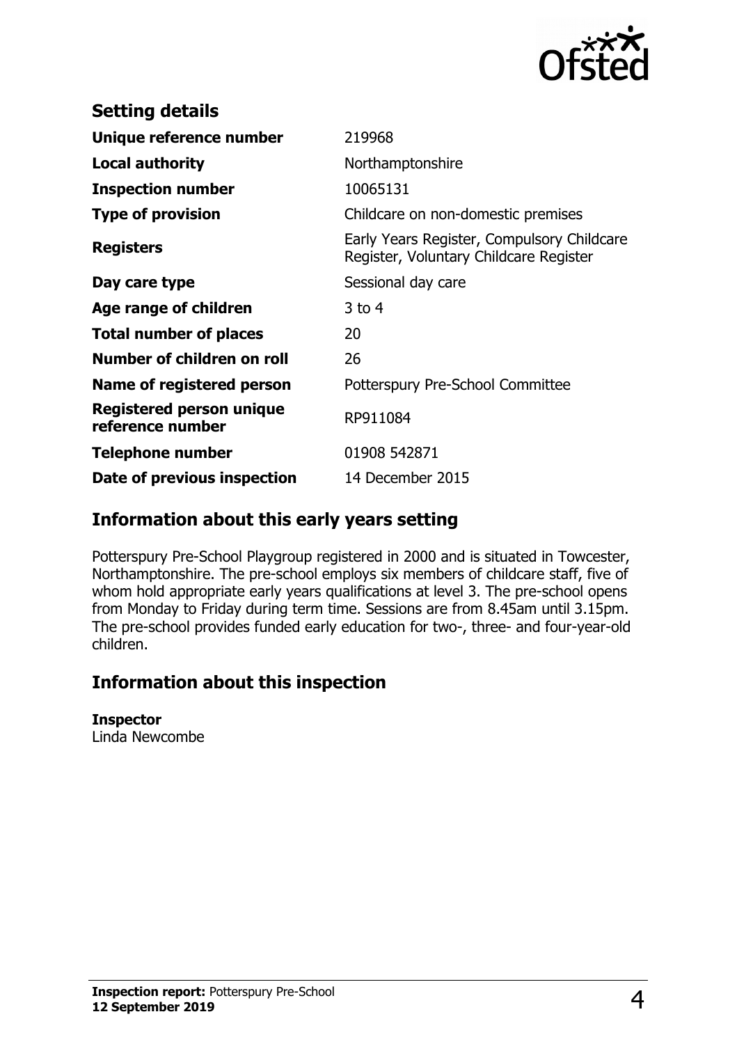## Setting details

| | |
|---|---|
| **Unique reference number** | 219968 |
| **Local authority** | Northamptonshire |
| **Inspection number** | 10065131 |
| **Type of provision** | Childcare on non-domestic premises |
| **Registers** | Early Years Register, Compulsory Childcare Register, Voluntary Childcare Register |
| **Day care type** | Sessional day care |
| **Age range of children** | 3 to 4 |
| **Total number of places** | 20 |
| **Number of children on roll** | 26 |
| **Name of registered person** | Potterspury Pre-School Committee |
| **Registered person unique reference number** | RP911084 |
| **Telephone number** | 01908 542871 |
| **Date of previous inspection** | 14 December 2015 |

## Information about this early years setting

Potterspury Pre-School Playgroup registered in 2000 and is situated in Towcester, Northamptonshire. The pre-school employs six members of childcare staff, five of whom hold appropriate early years qualifications at level 3. The pre-school opens from Monday to Friday during term time. Sessions are from 8.45am until 3.15pm. The pre-school provides funded early education for two-, three- and four-year-old children.

## Information about this inspection

**Inspector**
Linda Newcombe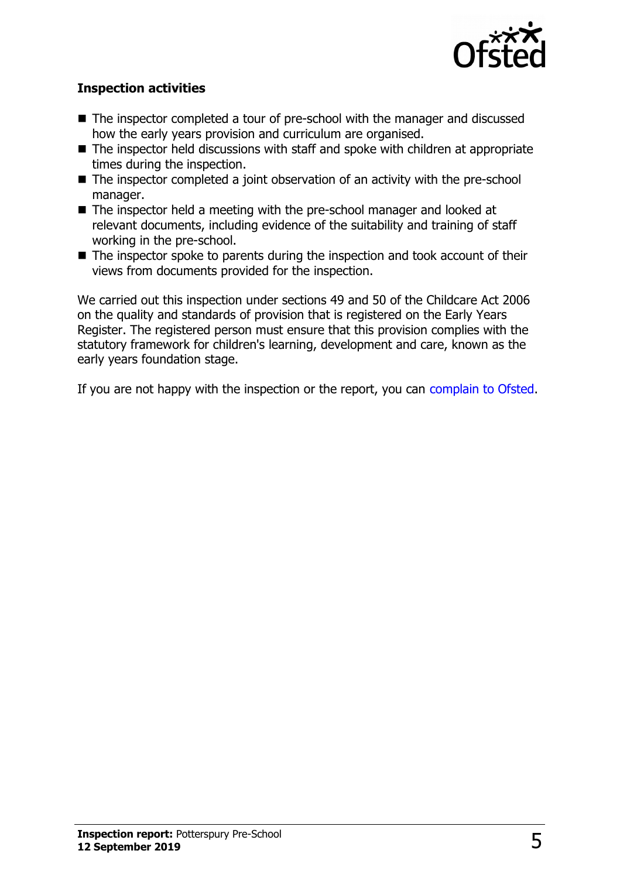**Inspection activities**

- The inspector completed a tour of pre-school with the manager and discussed how the early years provision and curriculum are organised.
- The inspector held discussions with staff and spoke with children at appropriate times during the inspection.
- The inspector completed a joint observation of an activity with the pre-school manager.
- The inspector held a meeting with the pre-school manager and looked at relevant documents, including evidence of the suitability and training of staff working in the pre-school.
- The inspector spoke to parents during the inspection and took account of their views from documents provided for the inspection.

We carried out this inspection under sections 49 and 50 of the Childcare Act 2006 on the quality and standards of provision that is registered on the Early Years Register. The registered person must ensure that this provision complies with the statutory framework for children's learning, development and care, known as the early years foundation stage.

If you are not happy with the inspection or the report, you can complain to Ofsted.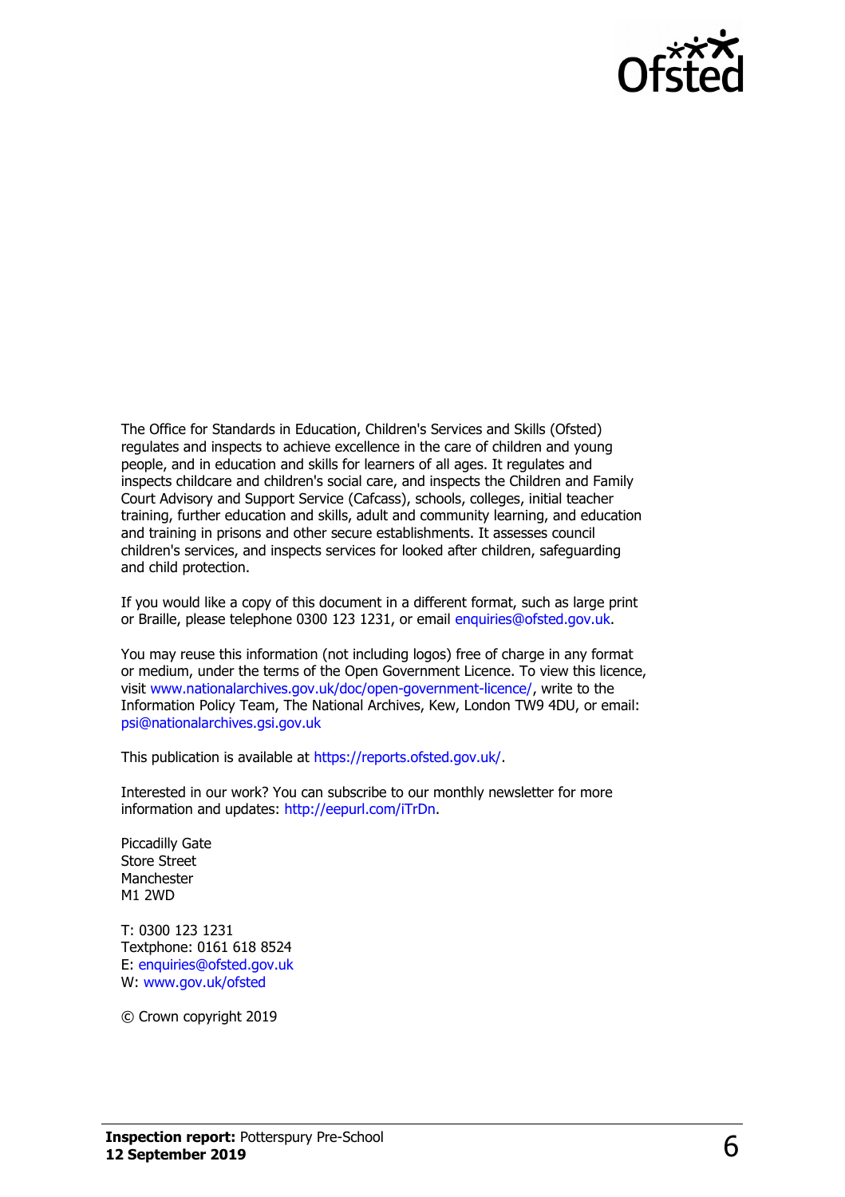The Office for Standards in Education, Children's Services and Skills (Ofsted) regulates and inspects to achieve excellence in the care of children and young people, and in education and skills for learners of all ages. It regulates and inspects childcare and children's social care, and inspects the Children and Family Court Advisory and Support Service (Cafcass), schools, colleges, initial teacher training, further education and skills, adult and community learning, and education and training in prisons and other secure establishments. It assesses council children's services, and inspects services for looked after children, safeguarding and child protection.

If you would like a copy of this document in a different format, such as large print or Braille, please telephone 0300 123 1231, or email enquiries@ofsted.gov.uk.

You may reuse this information (not including logos) free of charge in any format or medium, under the terms of the Open Government Licence. To view this licence, visit www.nationalarchives.gov.uk/doc/open-government-licence/, write to the Information Policy Team, The National Archives, Kew, London TW9 4DU, or email: psi@nationalarchives.gsi.gov.uk

This publication is available at https://reports.ofsted.gov.uk/.

Interested in our work? You can subscribe to our monthly newsletter for more information and updates: http://eepurl.com/iTrDn.

Piccadilly Gate
Store Street
Manchester
M1 2WD

T: 0300 123 1231
Textphone: 0161 618 8524
E: enquiries@ofsted.gov.uk
W: www.gov.uk/ofsted

© Crown copyright 2019